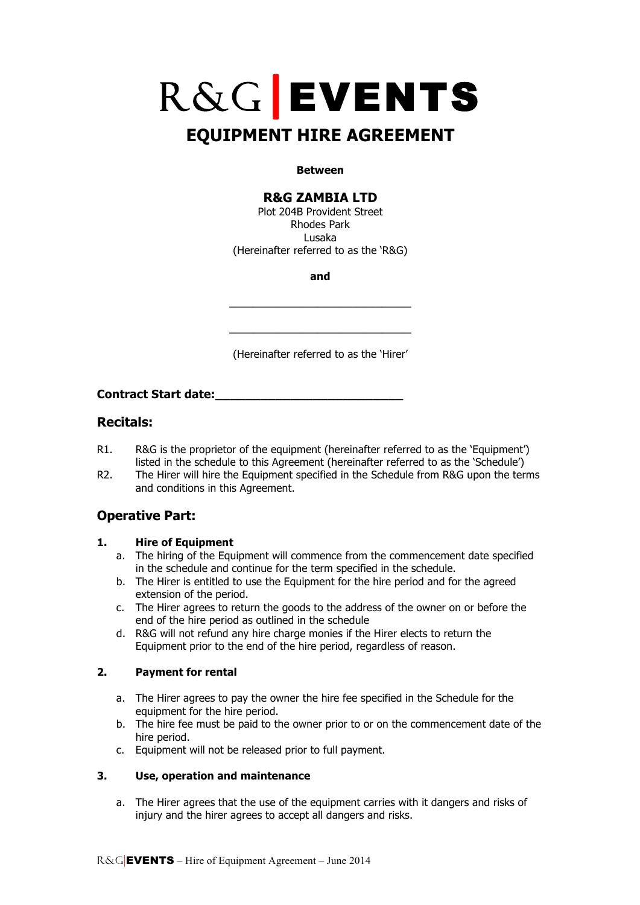# R&G | EVENTS

# EQUIPMENT HIRE AGREEMENT

**Between**

**R&G ZAMBIA LTD**
Plot 204B Provident Street
Rhodes Park
Lusaka
(Hereinafter referred to as the 'R&G)

**and**

_______________________________

_______________________________

(Hereinafter referred to as the 'Hirer'

**Contract Start date:___________________________**

## Recitals:

R1. R&G is the proprietor of the equipment (hereinafter referred to as the 'Equipment') listed in the schedule to this Agreement (hereinafter referred to as the 'Schedule')

R2. The Hirer will hire the Equipment specified in the Schedule from R&G upon the terms and conditions in this Agreement.

## Operative Part:

### 1. Hire of Equipment

a. The hiring of the Equipment will commence from the commencement date specified in the schedule and continue for the term specified in the schedule.
b. The Hirer is entitled to use the Equipment for the hire period and for the agreed extension of the period.
c. The Hirer agrees to return the goods to the address of the owner on or before the end of the hire period as outlined in the schedule
d. R&G will not refund any hire charge monies if the Hirer elects to return the Equipment prior to the end of the hire period, regardless of reason.

### 2. Payment for rental

a. The Hirer agrees to pay the owner the hire fee specified in the Schedule for the equipment for the hire period.
b. The hire fee must be paid to the owner prior to or on the commencement date of the hire period.
c. Equipment will not be released prior to full payment.

### 3. Use, operation and maintenance

a. The Hirer agrees that the use of the equipment carries with it dangers and risks of injury and the hirer agrees to accept all dangers and risks.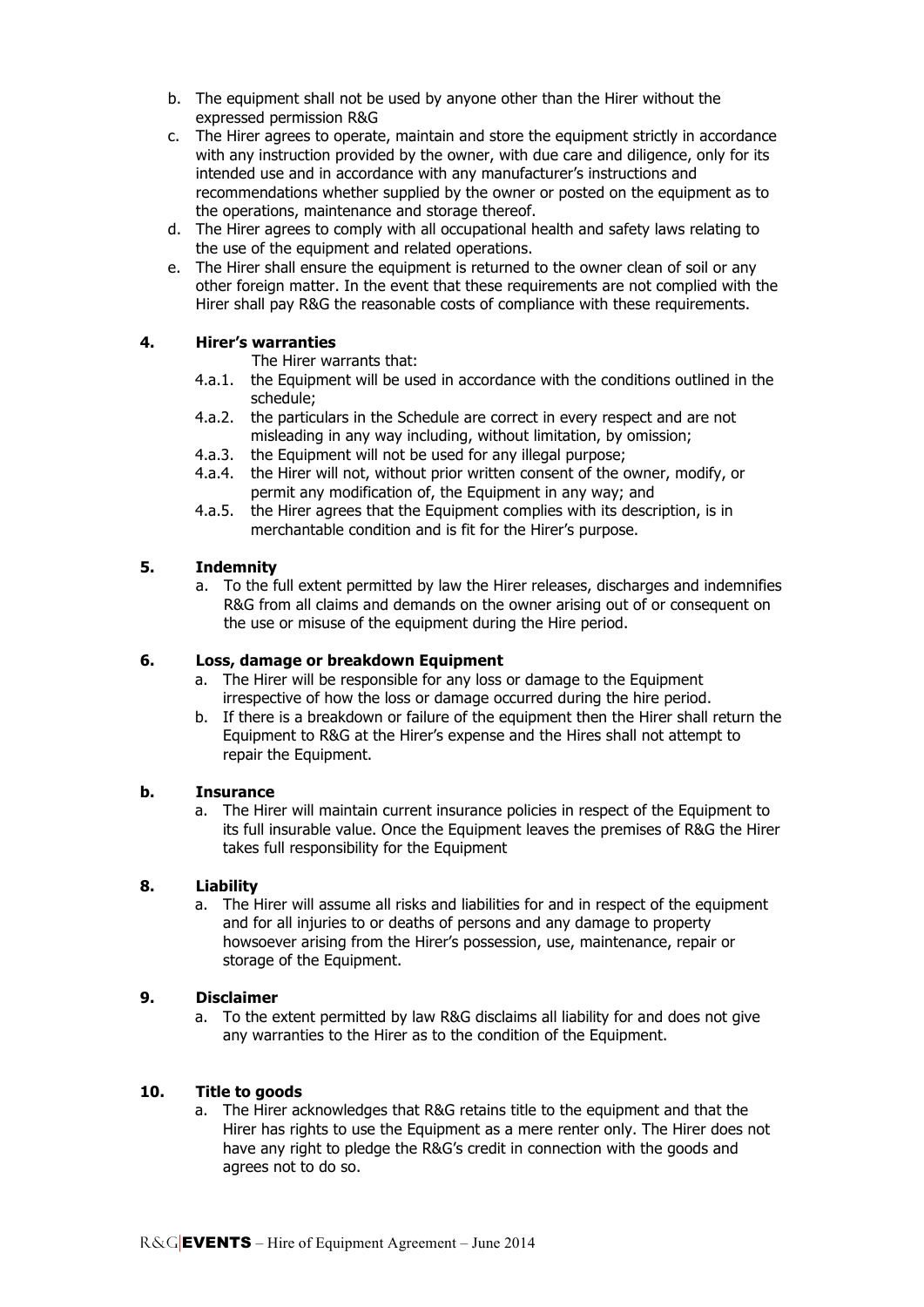b. The equipment shall not be used by anyone other than the Hirer without the expressed permission R&G
c. The Hirer agrees to operate, maintain and store the equipment strictly in accordance with any instruction provided by the owner, with due care and diligence, only for its intended use and in accordance with any manufacturer's instructions and recommendations whether supplied by the owner or posted on the equipment as to the operations, maintenance and storage thereof.
d. The Hirer agrees to comply with all occupational health and safety laws relating to the use of the equipment and related operations.
e. The Hirer shall ensure the equipment is returned to the owner clean of soil or any other foreign matter. In the event that these requirements are not complied with the Hirer shall pay R&G the reasonable costs of compliance with these requirements.

## 4. Hirer's warranties

The Hirer warrants that:

4.a.1. the Equipment will be used in accordance with the conditions outlined in the schedule;

4.a.2. the particulars in the Schedule are correct in every respect and are not misleading in any way including, without limitation, by omission;

4.a.3. the Equipment will not be used for any illegal purpose;

4.a.4. the Hirer will not, without prior written consent of the owner, modify, or permit any modification of, the Equipment in any way; and

4.a.5. the Hirer agrees that the Equipment complies with its description, is in merchantable condition and is fit for the Hirer's purpose.

## 5. Indemnity

a. To the full extent permitted by law the Hirer releases, discharges and indemnifies R&G from all claims and demands on the owner arising out of or consequent on the use or misuse of the equipment during the Hire period.

## 6. Loss, damage or breakdown Equipment

a. The Hirer will be responsible for any loss or damage to the Equipment irrespective of how the loss or damage occurred during the hire period.
b. If there is a breakdown or failure of the equipment then the Hirer shall return the Equipment to R&G at the Hirer's expense and the Hires shall not attempt to repair the Equipment.

## b. Insurance

a. The Hirer will maintain current insurance policies in respect of the Equipment to its full insurable value. Once the Equipment leaves the premises of R&G the Hirer takes full responsibility for the Equipment

## 8. Liability

a. The Hirer will assume all risks and liabilities for and in respect of the equipment and for all injuries to or deaths of persons and any damage to property howsoever arising from the Hirer's possession, use, maintenance, repair or storage of the Equipment.

## 9. Disclaimer

a. To the extent permitted by law R&G disclaims all liability for and does not give any warranties to the Hirer as to the condition of the Equipment.

## 10. Title to goods

a. The Hirer acknowledges that R&G retains title to the equipment and that the Hirer has rights to use the Equipment as a mere renter only. The Hirer does not have any right to pledge the R&G's credit in connection with the goods and agrees not to do so.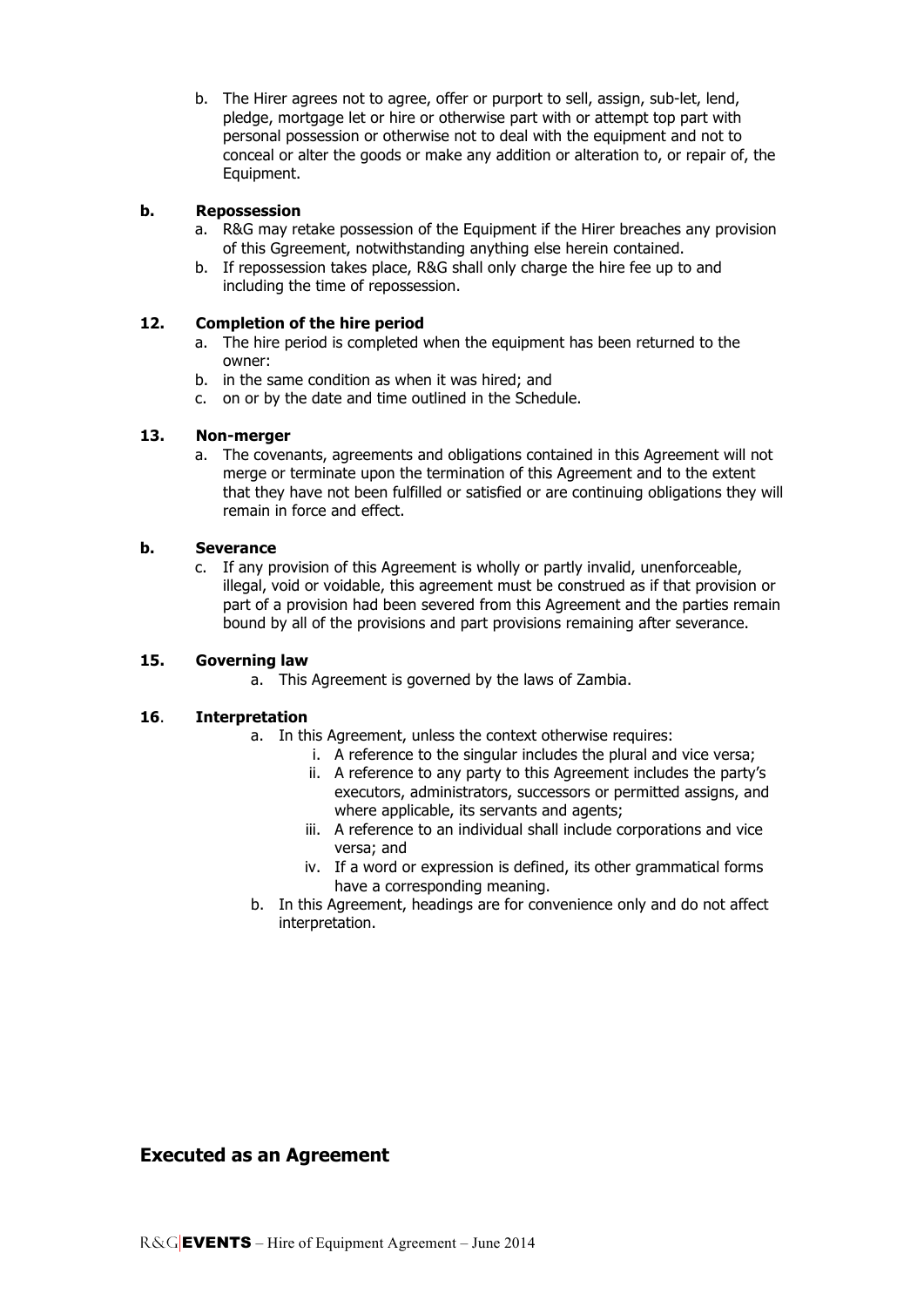b. The Hirer agrees not to agree, offer or purport to sell, assign, sub-let, lend, pledge, mortgage let or hire or otherwise part with or attempt top part with personal possession or otherwise not to deal with the equipment and not to conceal or alter the goods or make any addition or alteration to, or repair of, the Equipment.

**b. Repossession**

a. R&G may retake possession of the Equipment if the Hirer breaches any provision of this Ggreement, notwithstanding anything else herein contained.

b. If repossession takes place, R&G shall only charge the hire fee up to and including the time of repossession.

**12. Completion of the hire period**

a. The hire period is completed when the equipment has been returned to the owner:

b. in the same condition as when it was hired; and

c. on or by the date and time outlined in the Schedule.

**13. Non-merger**

a. The covenants, agreements and obligations contained in this Agreement will not merge or terminate upon the termination of this Agreement and to the extent that they have not been fulfilled or satisfied or are continuing obligations they will remain in force and effect.

**b. Severance**

c. If any provision of this Agreement is wholly or partly invalid, unenforceable, illegal, void or voidable, this agreement must be construed as if that provision or part of a provision had been severed from this Agreement and the parties remain bound by all of the provisions and part provisions remaining after severance.

**15. Governing law**

a. This Agreement is governed by the laws of Zambia.

**16. Interpretation**

a. In this Agreement, unless the context otherwise requires:
   i. A reference to the singular includes the plural and vice versa;
   ii. A reference to any party to this Agreement includes the party's executors, administrators, successors or permitted assigns, and where applicable, its servants and agents;
   iii. A reference to an individual shall include corporations and vice versa; and
   iv. If a word or expression is defined, its other grammatical forms have a corresponding meaning.

b. In this Agreement, headings are for convenience only and do not affect interpretation.

## Executed as an Agreement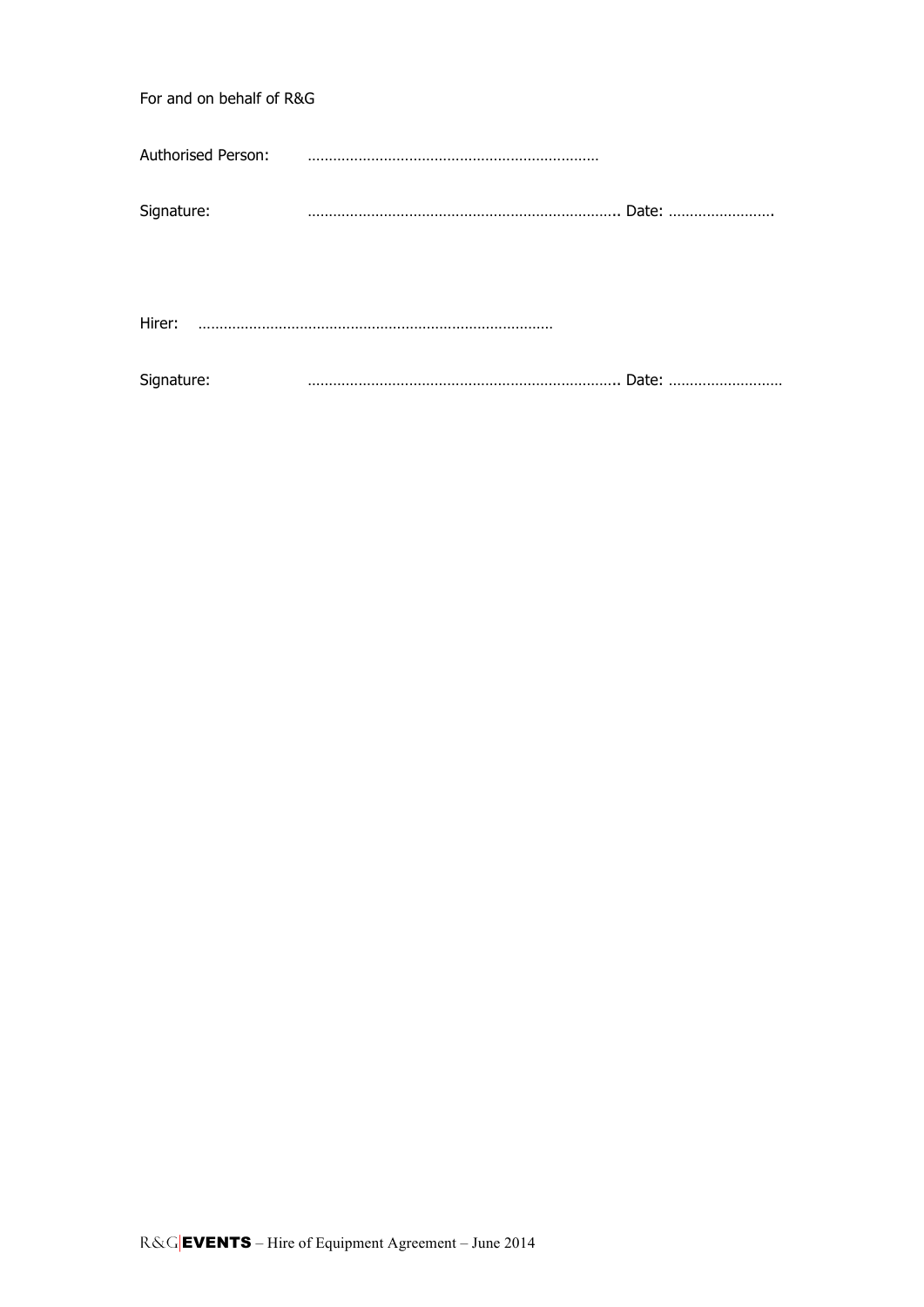For and on behalf of R&G

Authorised Person: ……………………………………………………………

Signature: ……………………………………………………………….. Date: …………………….

Hirer: ………………………………………………………………………

Signature: ……………………………………………………………….. Date: ………………………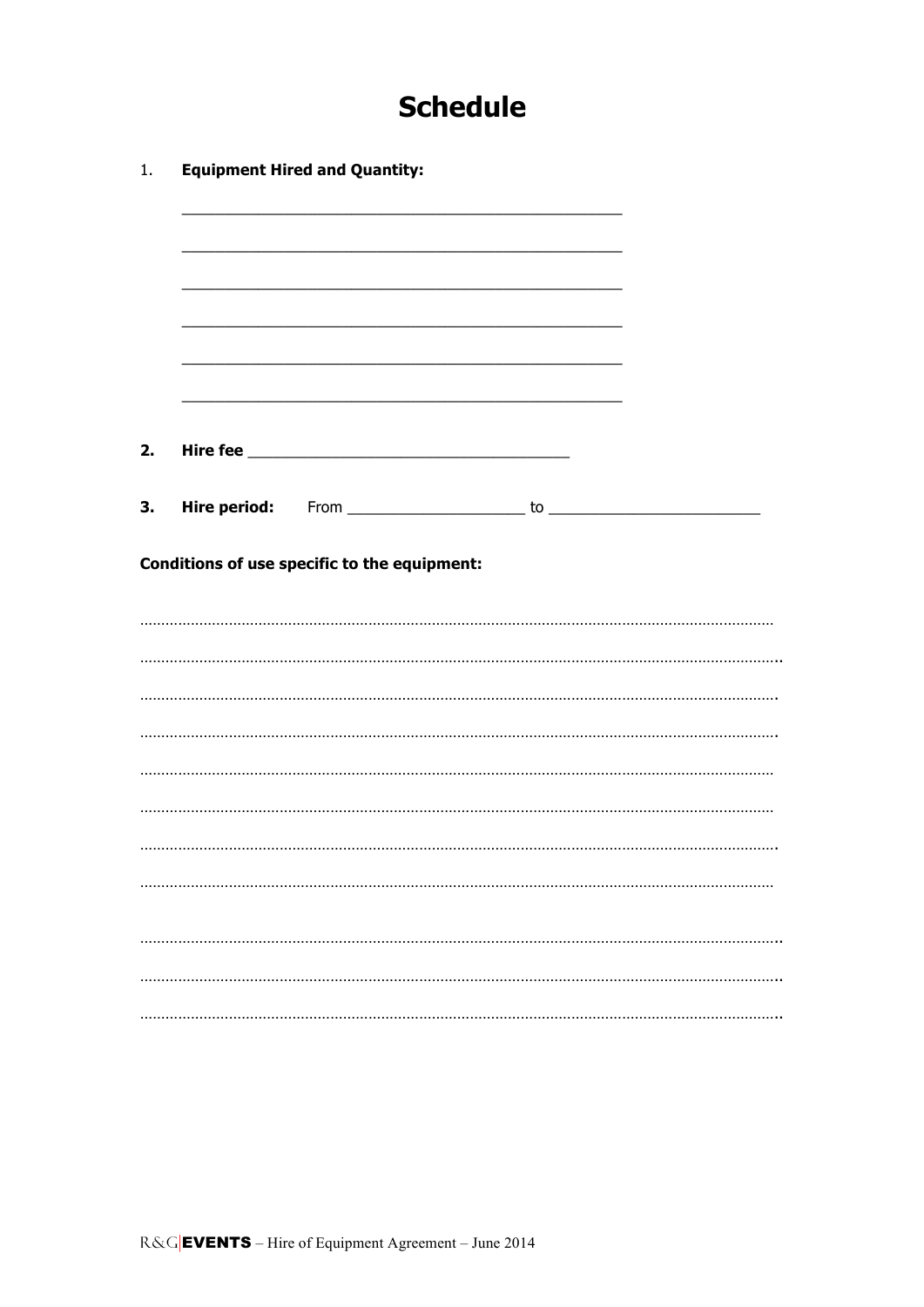# Schedule

1. **Equipment Hired and Quantity:**

   ______________________________________________

   ______________________________________________

   ______________________________________________

   ______________________________________________

   ______________________________________________

   ______________________________________________

2. **Hire fee** __________________________________

3. **Hire period:** From ____________________ to ________________________

**Conditions of use specific to the equipment:**

……………………………………………………………………………………………………………

……………………………………………………………………………………………………………

……………………………………………………………………………………………………………

……………………………………………………………………………………………………………

……………………………………………………………………………………………………………

……………………………………………………………………………………………………………

……………………………………………………………………………………………………………

……………………………………………………………………………………………………………

……………………………………………………………………………………………………………

……………………………………………………………………………………………………………

……………………………………………………………………………………………………………